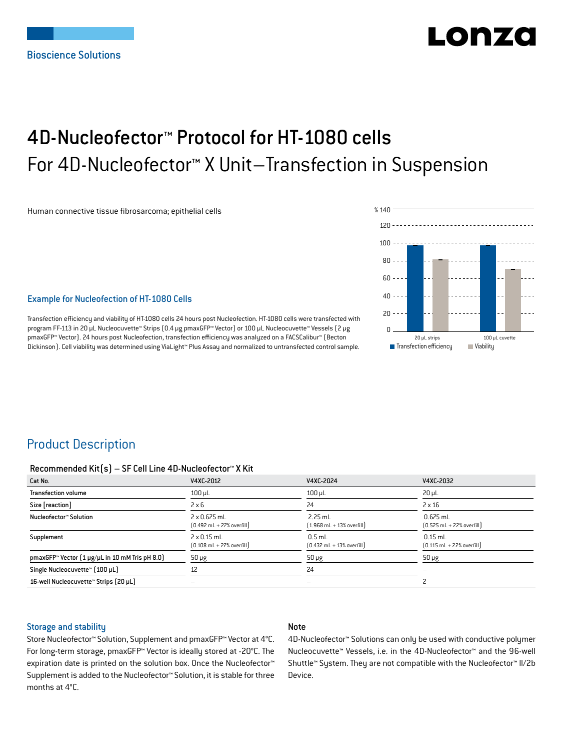Bioscience Solutions

# 4D-Nucleofector™ Protocol for HT-1080 cells

## For 4D-Nucleofector™ X Unit–Transfection in Suspension

Human connective tissue fibrosarcoma; epithelial cells

### Example for Nucleofection of HT-1080 Cells

Transfection efficiency and viability of HT-1080 cells 24 hours post Nucleofection. HT-1080 cells were transfected with program FF-113 in 20 µL Nucleocuvette™ Strips (0.4 µg pmaxGFP™ Vector) or 100 µL Nucleocuvette™ Vessels (2 µg pmaxGFP™ Vector). 24 hours post Nucleofection, transfection efficiency was analyzed on a FACSCalibur™ (Becton Dickinson). Cell viability was determined using ViaLight™ Plus Assay and normalized to untransfected control sample.

## Product Description

### Recommended Kit(s) – SF Cell Line 4D-Nucleofector™ X Kit

| Cat No. | V4XC-2012 | V4XC-2024 | V4XC-2032 |
|---|---|---|---|
| Transfection volume | 100 µL | 100 µL | 20 µL |
| Size [reaction] | 2 x 6 | 24 | 2 x 16 |
| Nucleofector™ Solution | 2 x 0.675 mL (0.492 mL + 27% overfill) | 2.25 mL (1.968 mL + 13% overfill) | 0.675 mL (0.525 mL + 22% overfill) |
| Supplement | 2 x 0.15 mL (0.108 mL + 27% overfill) | 0.5 mL (0.432 mL + 13% overfill) | 0.15 mL (0.115 mL + 22% overfill) |
| pmaxGFP™ Vector (1 µg/µL in 10 mM Tris pH 8.0) | 50 µg | 50 µg | 50 µg |
| Single Nucleocuvette™ (100 µL) | 12 | 24 | – |
| 16-well Nucleocuvette™ Strips (20 µL) | – | – | 2 |

### Storage and stability

Store Nucleofector™ Solution, Supplement and pmaxGFP™ Vector at 4°C. For long-term storage, pmaxGFP™ Vector is ideally stored at -20°C. The expiration date is printed on the solution box. Once the Nucleofector™ Supplement is added to the Nucleofector™ Solution, it is stable for three months at 4°C.

### Note

4D-Nucleofector™ Solutions can only be used with conductive polymer Nucleocuvette™ Vessels, i.e. in the 4D-Nucleofector™ and the 96-well Shuttle™ System. They are not compatible with the Nucleofector™ II/2b Device.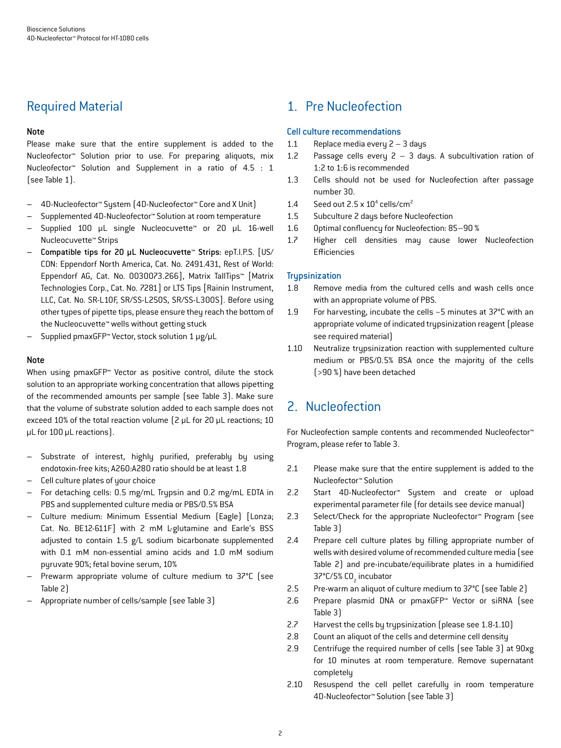## Required Material

**Note**

Please make sure that the entire supplement is added to the Nucleofector™ Solution prior to use. For preparing aliquots, mix Nucleofector™ Solution and Supplement in a ratio of 4.5 : 1 (see Table 1).

- 4D-Nucleofector™ System (4D-Nucleofector™ Core and X Unit)
- Supplemented 4D-Nucleofector™ Solution at room temperature
- Supplied 100 µL single Nucleocuvette™ or 20 µL 16-well Nucleocuvette™ Strips
- **Compatible tips for 20 µL Nucleocuvette™ Strips:** epT.I.P.S. [US/CDN: Eppendorf North America, Cat. No. 2491.431, Rest of World: Eppendorf AG, Cat. No. 0030073.266], Matrix TallTips™ [Matrix Technologies Corp., Cat. No. 7281] or LTS Tips [Rainin Instrument, LLC, Cat. No. SR-L10F, SR/SS-L250S, SR/SS-L300S]. Before using other types of pipette tips, please ensure they reach the bottom of the Nucleocuvette™ wells without getting stuck
- Supplied pmaxGFP™ Vector, stock solution 1 µg/µL

**Note**

When using pmaxGFP™ Vector as positive control, dilute the stock solution to an appropriate working concentration that allows pipetting of the recommended amounts per sample (see Table 3). Make sure that the volume of substrate solution added to each sample does not exceed 10% of the total reaction volume (2 µL for 20 µL reactions; 10 µL for 100 µL reactions).

- Substrate of interest, highly purified, preferably by using endotoxin-free kits; A260:A280 ratio should be at least 1.8
- Cell culture plates of your choice
- For detaching cells: 0.5 mg/mL Trypsin and 0.2 mg/mL EDTA in PBS and supplemented culture media or PBS/0.5% BSA
- Culture medium: Minimum Essential Medium (Eagle) [Lonza; Cat. No. BE12-611F] with 2 mM L-glutamine and Earle's BSS adjusted to contain 1.5 g/L sodium bicarbonate supplemented with 0.1 mM non-essential amino acids and 1.0 mM sodium pyruvate 90%; fetal bovine serum, 10%
- Prewarm appropriate volume of culture medium to 37°C (see Table 2)
- Appropriate number of cells/sample (see Table 3)

## 1. Pre Nucleofection

### Cell culture recommendations

1.1 Replace media every 2 – 3 days

1.2 Passage cells every 2 – 3 days. A subcultivation ration of 1:2 to 1:6 is recommended

1.3 Cells should not be used for Nucleofection after passage number 30.

1.4 Seed out $2.5 \times 10^4$ cells/cm$^2$

1.5 Subculture 2 days before Nucleofection

1.6 Optimal confluency for Nucleofection: 85–90 %

1.7 Higher cell densities may cause lower Nucleofection Efficiencies

### Trypsinization

1.8 Remove media from the cultured cells and wash cells once with an appropriate volume of PBS.

1.9 For harvesting, incubate the cells ~5 minutes at 37°C with an appropriate volume of indicated trypsinization reagent (please see required material)

1.10 Neutralize trypsinization reaction with supplemented culture medium or PBS/0.5% BSA once the majority of the cells (>90 %) have been detached

## 2. Nucleofection

For Nucleofection sample contents and recommended Nucleofector™ Program, please refer to Table 3.

2.1 Please make sure that the entire supplement is added to the Nucleofector™ Solution

2.2 Start 4D-Nucleofector™ System and create or upload experimental parameter file (for details see device manual)

2.3 Select/Check for the appropriate Nucleofector™ Program (see Table 3)

2.4 Prepare cell culture plates by filling appropriate number of wells with desired volume of recommended culture media (see Table 2) and pre-incubate/equilibrate plates in a humidified 37°C/5% $CO_2$ incubator

2.5 Pre-warm an aliquot of culture medium to 37°C (see Table 2)

2.6 Prepare plasmid DNA or pmaxGFP™ Vector or siRNA (see Table 3)

2.7 Harvest the cells by trypsinization (please see 1.8-1.10)

2.8 Count an aliquot of the cells and determine cell density

2.9 Centrifuge the required number of cells (see Table 3) at 90xg for 10 minutes at room temperature. Remove supernatant completely

2.10 Resuspend the cell pellet carefully in room temperature 4D-Nucleofector™ Solution (see Table 3)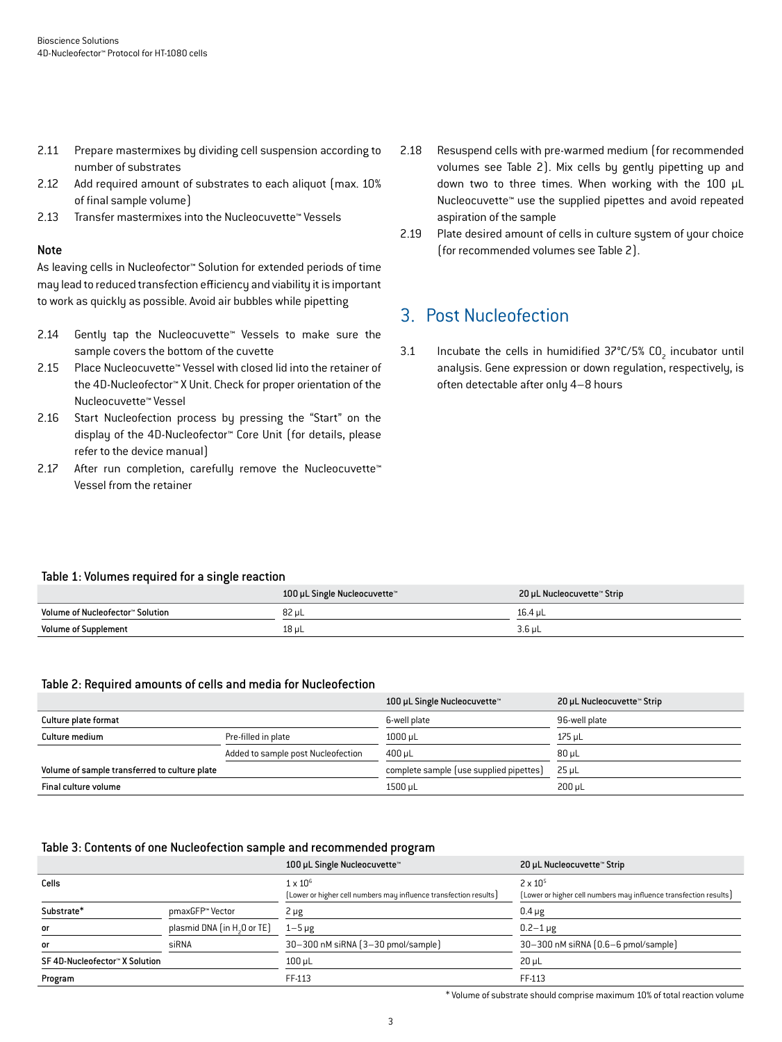2.11 Prepare mastermixes by dividing cell suspension according to number of substrates

2.12 Add required amount of substrates to each aliquot (max. 10% of final sample volume)

2.13 Transfer mastermixes into the Nucleocuvette™ Vessels

**Note**

As leaving cells in Nucleofector™ Solution for extended periods of time may lead to reduced transfection efficiency and viability it is important to work as quickly as possible. Avoid air bubbles while pipetting

2.14 Gently tap the Nucleocuvette™ Vessels to make sure the sample covers the bottom of the cuvette

2.15 Place Nucleocuvette™ Vessel with closed lid into the retainer of the 4D-Nucleofector™ X Unit. Check for proper orientation of the Nucleocuvette™ Vessel

2.16 Start Nucleofection process by pressing the "Start" on the display of the 4D-Nucleofector™ Core Unit (for details, please refer to the device manual)

2.17 After run completion, carefully remove the Nucleocuvette™ Vessel from the retainer

2.18 Resuspend cells with pre-warmed medium (for recommended volumes see Table 2). Mix cells by gently pipetting up and down two to three times. When working with the 100 µL Nucleocuvette™ use the supplied pipettes and avoid repeated aspiration of the sample

2.19 Plate desired amount of cells in culture system of your choice (for recommended volumes see Table 2).

## 3. Post Nucleofection

3.1 Incubate the cells in humidified 37°C/5% $CO_2$ incubator until analysis. Gene expression or down regulation, respectively, is often detectable after only 4–8 hours

**Table 1: Volumes required for a single reaction**

| | 100 µL Single Nucleocuvette™ | 20 µL Nucleocuvette™ Strip |
|---|---|---|
| Volume of Nucleofector™ Solution | 82 µL | 16.4 µL |
| Volume of Supplement | 18 µL | 3.6 µL |

**Table 2: Required amounts of cells and media for Nucleofection**

| | | 100 µL Single Nucleocuvette™ | 20 µL Nucleocuvette™ Strip |
|---|---|---|---|
| Culture plate format | | 6-well plate | 96-well plate |
| Culture medium | Pre-filled in plate | 1000 µL | 175 µL |
| | Added to sample post Nucleofection | 400 µL | 80 µL |
| Volume of sample transferred to culture plate | | complete sample (use supplied pipettes) | 25 µL |
| Final culture volume | | 1500 µL | 200 µL |

**Table 3: Contents of one Nucleofection sample and recommended program**

| | | 100 µL Single Nucleocuvette™ | 20 µL Nucleocuvette™ Strip |
|---|---|---|---|
| Cells | | $1 \times 10^6$ (Lower or higher cell numbers may influence transfection results) | $2 \times 10^5$ (Lower or higher cell numbers may influence transfection results) |
| Substrate* | pmaxGFP™ Vector | 2 µg | 0.4 µg |
| or | plasmid DNA (in $H_2O$ or TE) | 1–5 µg | 0.2–1 µg |
| or | siRNA | 30–300 nM siRNA (3–30 pmol/sample) | 30–300 nM siRNA (0.6–6 pmol/sample) |
| SF 4D-Nucleofector™ X Solution | | 100 µL | 20 µL |
| Program | | FF-113 | FF-113 |

\* Volume of substrate should comprise maximum 10% of total reaction volume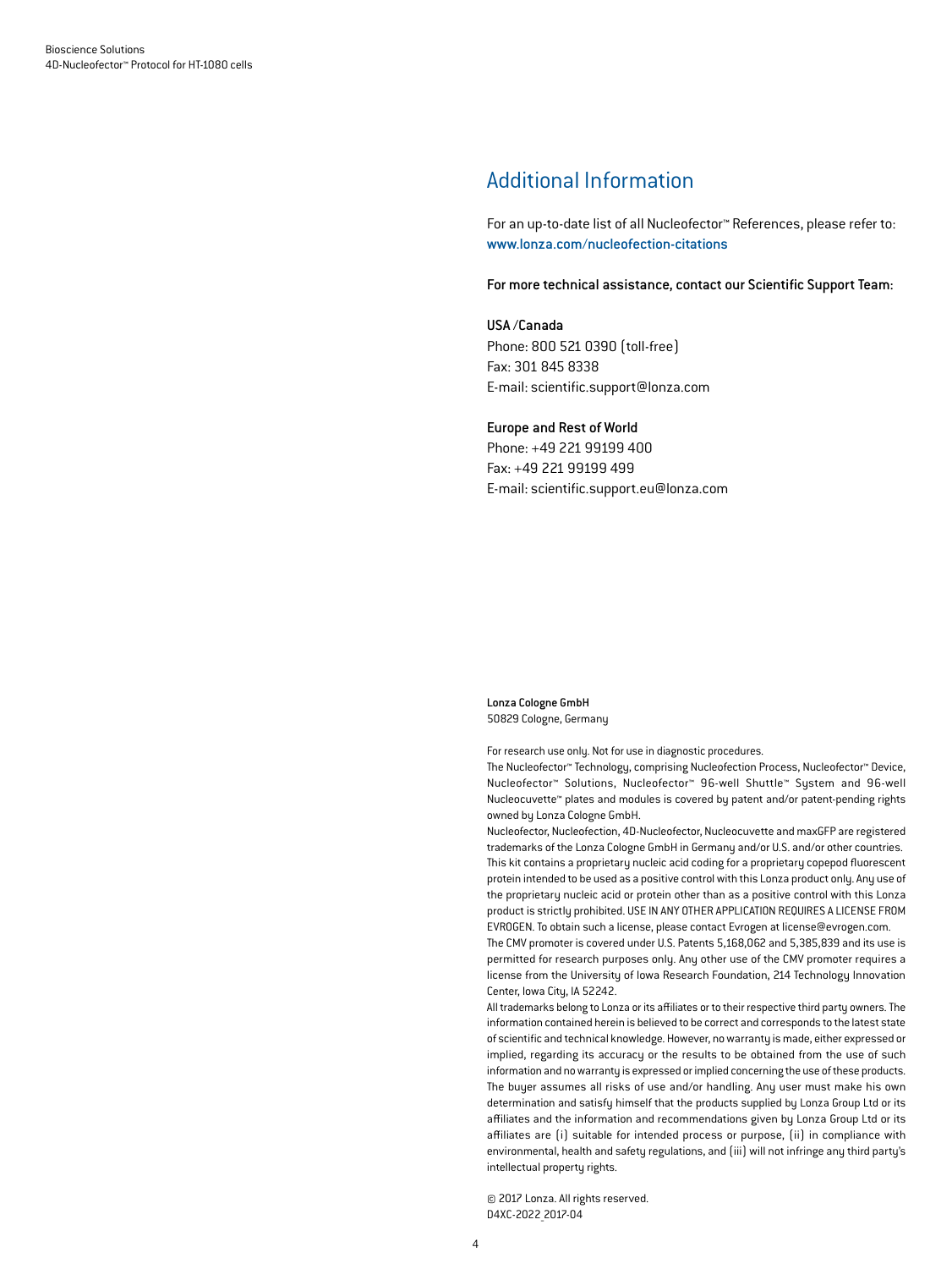## Additional Information

For an up-to-date list of all Nucleofector™ References, please refer to:
**www.lonza.com/nucleofection-citations**

**For more technical assistance, contact our Scientific Support Team:**

**USA /Canada**
Phone: 800 521 0390 (toll-free)
Fax: 301 845 8338
E-mail: scientific.support@lonza.com

**Europe and Rest of World**
Phone: +49 221 99199 400
Fax: +49 221 99199 499
E-mail: scientific.support.eu@lonza.com

**Lonza Cologne GmbH**
50829 Cologne, Germany

For research use only. Not for use in diagnostic procedures.
The Nucleofector™ Technology, comprising Nucleofection Process, Nucleofector™ Device, Nucleofector™ Solutions, Nucleofector™ 96-well Shuttle™ System and 96-well Nucleocuvette™ plates and modules is covered by patent and/or patent-pending rights owned by Lonza Cologne GmbH.
Nucleofector, Nucleofection, 4D-Nucleofector, Nucleocuvette and maxGFP are registered trademarks of the Lonza Cologne GmbH in Germany and/or U.S. and/or other countries.
This kit contains a proprietary nucleic acid coding for a proprietary copepod fluorescent protein intended to be used as a positive control with this Lonza product only. Any use of the proprietary nucleic acid or protein other than as a positive control with this Lonza product is strictly prohibited. USE IN ANY OTHER APPLICATION REQUIRES A LICENSE FROM EVROGEN. To obtain such a license, please contact Evrogen at license@evrogen.com.
The CMV promoter is covered under U.S. Patents 5,168,062 and 5,385,839 and its use is permitted for research purposes only. Any other use of the CMV promoter requires a license from the University of Iowa Research Foundation, 214 Technology Innovation Center, Iowa City, IA 52242.
All trademarks belong to Lonza or its affiliates or to their respective third party owners. The information contained herein is believed to be correct and corresponds to the latest state of scientific and technical knowledge. However, no warranty is made, either expressed or implied, regarding its accuracy or the results to be obtained from the use of such information and no warranty is expressed or implied concerning the use of these products. The buyer assumes all risks of use and/or handling. Any user must make his own determination and satisfy himself that the products supplied by Lonza Group Ltd or its affiliates and the information and recommendations given by Lonza Group Ltd or its affiliates are (i) suitable for intended process or purpose, (ii) in compliance with environmental, health and safety regulations, and (iii) will not infringe any third party's intellectual property rights.

© 2017 Lonza. All rights reserved.
D4XC-2022_2017-04